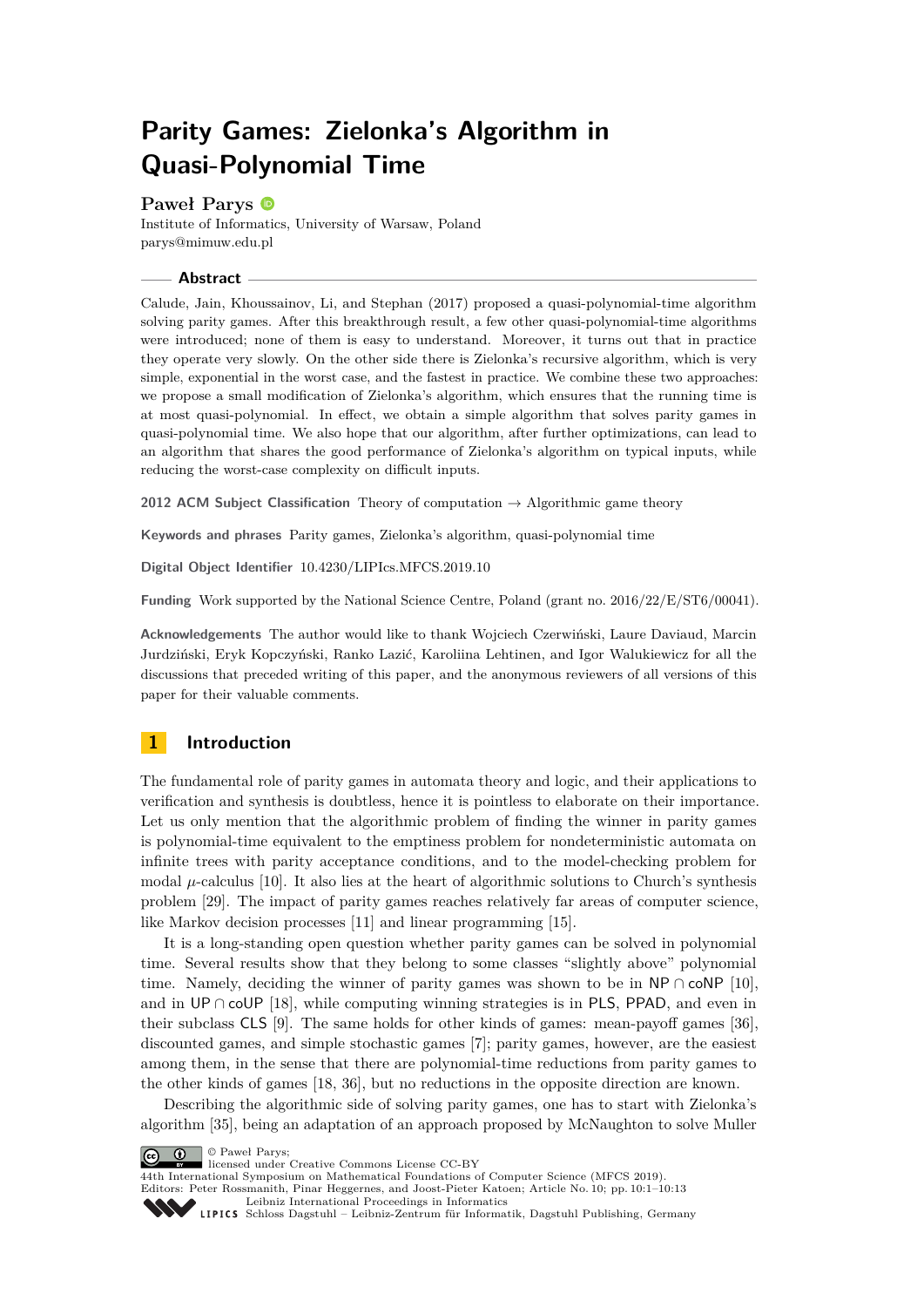# Parity Games: Zielonka's Algorithm in Quasi-Polynomial Time

**Paweł Parys**

Institute of Informatics, University of Warsaw, Poland
parys@mimuw.edu.pl

## Abstract

Calude, Jain, Khoussainov, Li, and Stephan (2017) proposed a quasi-polynomial-time algorithm solving parity games. After this breakthrough result, a few other quasi-polynomial-time algorithms were introduced; none of them is easy to understand. Moreover, it turns out that in practice they operate very slowly. On the other side there is Zielonka's recursive algorithm, which is very simple, exponential in the worst case, and the fastest in practice. We combine these two approaches: we propose a small modification of Zielonka's algorithm, which ensures that the running time is at most quasi-polynomial. In effect, we obtain a simple algorithm that solves parity games in quasi-polynomial time. We also hope that our algorithm, after further optimizations, can lead to an algorithm that shares the good performance of Zielonka's algorithm on typical inputs, while reducing the worst-case complexity on difficult inputs.

**2012 ACM Subject Classification** Theory of computation → Algorithmic game theory

**Keywords and phrases** Parity games, Zielonka's algorithm, quasi-polynomial time

**Digital Object Identifier** 10.4230/LIPIcs.MFCS.2019.10

**Funding** Work supported by the National Science Centre, Poland (grant no. 2016/22/E/ST6/00041).

**Acknowledgements** The author would like to thank Wojciech Czerwiński, Laure Daviaud, Marcin Jurdziński, Eryk Kopczyński, Ranko Lazić, Karoliina Lehtinen, and Igor Walukiewicz for all the discussions that preceded writing of this paper, and the anonymous reviewers of all versions of this paper for their valuable comments.

## 1 Introduction

The fundamental role of parity games in automata theory and logic, and their applications to verification and synthesis is doubtless, hence it is pointless to elaborate on their importance. Let us only mention that the algorithmic problem of finding the winner in parity games is polynomial-time equivalent to the emptiness problem for nondeterministic automata on infinite trees with parity acceptance conditions, and to the model-checking problem for modal $\mu$-calculus [10]. It also lies at the heart of algorithmic solutions to Church's synthesis problem [29]. The impact of parity games reaches relatively far areas of computer science, like Markov decision processes [11] and linear programming [15].

It is a long-standing open question whether parity games can be solved in polynomial time. Several results show that they belong to some classes "slightly above" polynomial time. Namely, deciding the winner of parity games was shown to be in NP ∩ coNP [10], and in UP ∩ coUP [18], while computing winning strategies is in PLS, PPAD, and even in their subclass CLS [9]. The same holds for other kinds of games: mean-payoff games [36], discounted games, and simple stochastic games [7]; parity games, however, are the easiest among them, in the sense that there are polynomial-time reductions from parity games to the other kinds of games [18, 36], but no reductions in the opposite direction are known.

Describing the algorithmic side of solving parity games, one has to start with Zielonka's algorithm [35], being an adaptation of an approach proposed by McNaughton to solve Muller

© Paweł Parys;
licensed under Creative Commons License CC-BY
44th International Symposium on Mathematical Foundations of Computer Science (MFCS 2019).
Editors: Peter Rossmanith, Pinar Heggernes, and Joost-Pieter Katoen; Article No. 10; pp. 10:1–10:13
Leibniz International Proceedings in Informatics
Schloss Dagstuhl – Leibniz-Zentrum für Informatik, Dagstuhl Publishing, Germany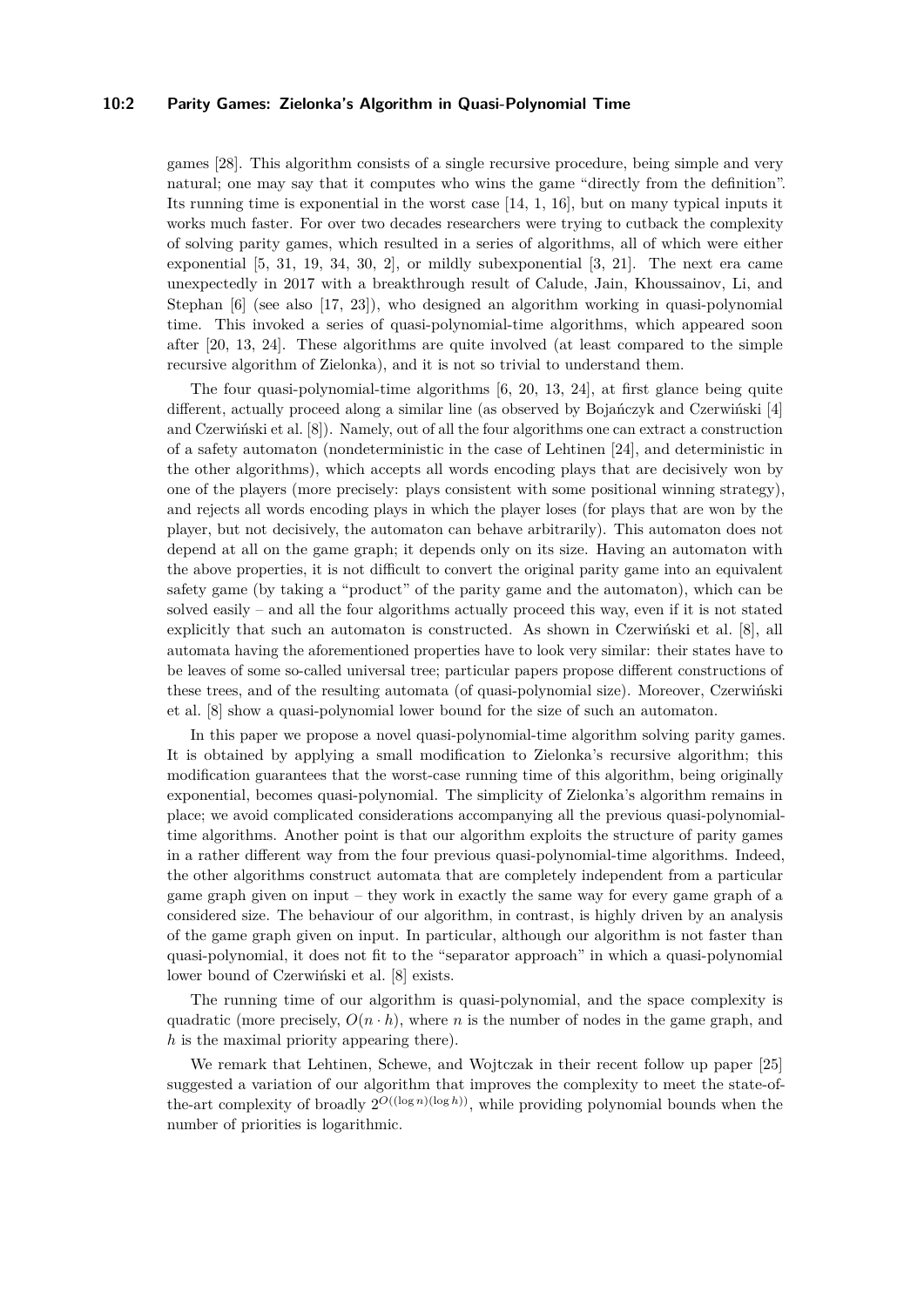games [28]. This algorithm consists of a single recursive procedure, being simple and very natural; one may say that it computes who wins the game "directly from the definition". Its running time is exponential in the worst case [14, 1, 16], but on many typical inputs it works much faster. For over two decades researchers were trying to cutback the complexity of solving parity games, which resulted in a series of algorithms, all of which were either exponential [5, 31, 19, 34, 30, 2], or mildly subexponential [3, 21]. The next era came unexpectedly in 2017 with a breakthrough result of Calude, Jain, Khoussainov, Li, and Stephan [6] (see also [17, 23]), who designed an algorithm working in quasi-polynomial time. This invoked a series of quasi-polynomial-time algorithms, which appeared soon after [20, 13, 24]. These algorithms are quite involved (at least compared to the simple recursive algorithm of Zielonka), and it is not so trivial to understand them.

The four quasi-polynomial-time algorithms [6, 20, 13, 24], at first glance being quite different, actually proceed along a similar line (as observed by Bojańczyk and Czerwiński [4] and Czerwiński et al. [8]). Namely, out of all the four algorithms one can extract a construction of a safety automaton (nondeterministic in the case of Lehtinen [24], and deterministic in the other algorithms), which accepts all words encoding plays that are decisively won by one of the players (more precisely: plays consistent with some positional winning strategy), and rejects all words encoding plays in which the player loses (for plays that are won by the player, but not decisively, the automaton can behave arbitrarily). This automaton does not depend at all on the game graph; it depends only on its size. Having an automaton with the above properties, it is not difficult to convert the original parity game into an equivalent safety game (by taking a "product" of the parity game and the automaton), which can be solved easily – and all the four algorithms actually proceed this way, even if it is not stated explicitly that such an automaton is constructed. As shown in Czerwiński et al. [8], all automata having the aforementioned properties have to look very similar: their states have to be leaves of some so-called universal tree; particular papers propose different constructions of these trees, and of the resulting automata (of quasi-polynomial size). Moreover, Czerwiński et al. [8] show a quasi-polynomial lower bound for the size of such an automaton.

In this paper we propose a novel quasi-polynomial-time algorithm solving parity games. It is obtained by applying a small modification to Zielonka's recursive algorithm; this modification guarantees that the worst-case running time of this algorithm, being originally exponential, becomes quasi-polynomial. The simplicity of Zielonka's algorithm remains in place; we avoid complicated considerations accompanying all the previous quasi-polynomial-time algorithms. Another point is that our algorithm exploits the structure of parity games in a rather different way from the four previous quasi-polynomial-time algorithms. Indeed, the other algorithms construct automata that are completely independent from a particular game graph given on input – they work in exactly the same way for every game graph of a considered size. The behaviour of our algorithm, in contrast, is highly driven by an analysis of the game graph given on input. In particular, although our algorithm is not faster than quasi-polynomial, it does not fit to the "separator approach" in which a quasi-polynomial lower bound of Czerwiński et al. [8] exists.

The running time of our algorithm is quasi-polynomial, and the space complexity is quadratic (more precisely, $O(n \cdot h)$, where $n$ is the number of nodes in the game graph, and $h$ is the maximal priority appearing there).

We remark that Lehtinen, Schewe, and Wojtczak in their recent follow up paper [25] suggested a variation of our algorithm that improves the complexity to meet the state-of-the-art complexity of broadly $2^{O((\log n)(\log h))}$, while providing polynomial bounds when the number of priorities is logarithmic.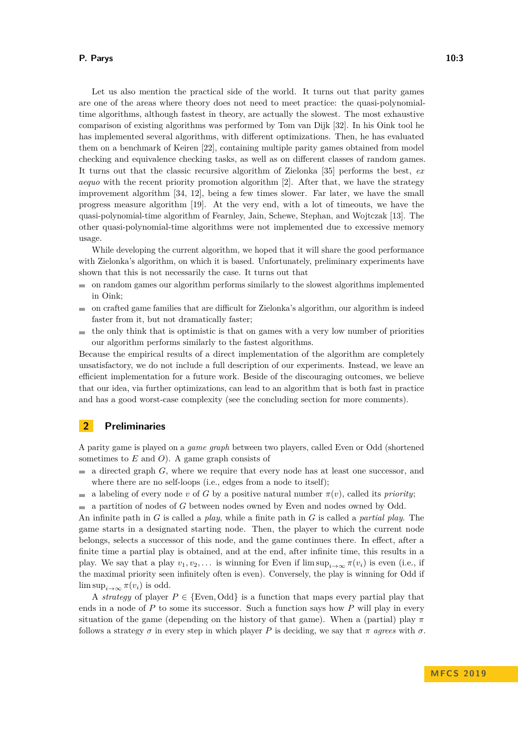Let us also mention the practical side of the world. It turns out that parity games are one of the areas where theory does not need to meet practice: the quasi-polynomial-time algorithms, although fastest in theory, are actually the slowest. The most exhaustive comparison of existing algorithms was performed by Tom van Dijk [32]. In his Oink tool he has implemented several algorithms, with different optimizations. Then, he has evaluated them on a benchmark of Keiren [22], containing multiple parity games obtained from model checking and equivalence checking tasks, as well as on different classes of random games. It turns out that the classic recursive algorithm of Zielonka [35] performs the best, *ex aequo* with the recent priority promotion algorithm [2]. After that, we have the strategy improvement algorithm [34, 12], being a few times slower. Far later, we have the small progress measure algorithm [19]. At the very end, with a lot of timeouts, we have the quasi-polynomial-time algorithm of Fearnley, Jain, Schewe, Stephan, and Wojtczak [13]. The other quasi-polynomial-time algorithms were not implemented due to excessive memory usage.

While developing the current algorithm, we hoped that it will share the good performance with Zielonka's algorithm, on which it is based. Unfortunately, preliminary experiments have shown that this is not necessarily the case. It turns out that

- on random games our algorithm performs similarly to the slowest algorithms implemented in Oink;
- on crafted game families that are difficult for Zielonka's algorithm, our algorithm is indeed faster from it, but not dramatically faster;
- the only think that is optimistic is that on games with a very low number of priorities our algorithm performs similarly to the fastest algorithms.

Because the empirical results of a direct implementation of the algorithm are completely unsatisfactory, we do not include a full description of our experiments. Instead, we leave an efficient implementation for a future work. Beside of the discouraging outcomes, we believe that our idea, via further optimizations, can lead to an algorithm that is both fast in practice and has a good worst-case complexity (see the concluding section for more comments).

## 2 Preliminaries

A parity game is played on a *game graph* between two players, called Even or Odd (shortened sometimes to $E$ and $O$). A game graph consists of

- a directed graph $G$, where we require that every node has at least one successor, and where there are no self-loops (i.e., edges from a node to itself);
- a labeling of every node $v$ of $G$ by a positive natural number $\pi(v)$, called its *priority*;
- a partition of nodes of $G$ between nodes owned by Even and nodes owned by Odd.

An infinite path in $G$ is called a *play*, while a finite path in $G$ is called a *partial play*. The game starts in a designated starting node. Then, the player to which the current node belongs, selects a successor of this node, and the game continues there. In effect, after a finite time a partial play is obtained, and at the end, after infinite time, this results in a play. We say that a play $v_1, v_2, \dots$ is winning for Even if $\limsup_{i\to\infty} \pi(v_i)$ is even (i.e., if the maximal priority seen infinitely often is even). Conversely, the play is winning for Odd if $\limsup_{i\to\infty} \pi(v_i)$ is odd.

A *strategy* of player $P \in \{\text{Even}, \text{Odd}\}$ is a function that maps every partial play that ends in a node of $P$ to some its successor. Such a function says how $P$ will play in every situation of the game (depending on the history of that game). When a (partial) play $\pi$ follows a strategy $\sigma$ in every step in which player $P$ is deciding, we say that $\pi$ *agrees* with $\sigma$.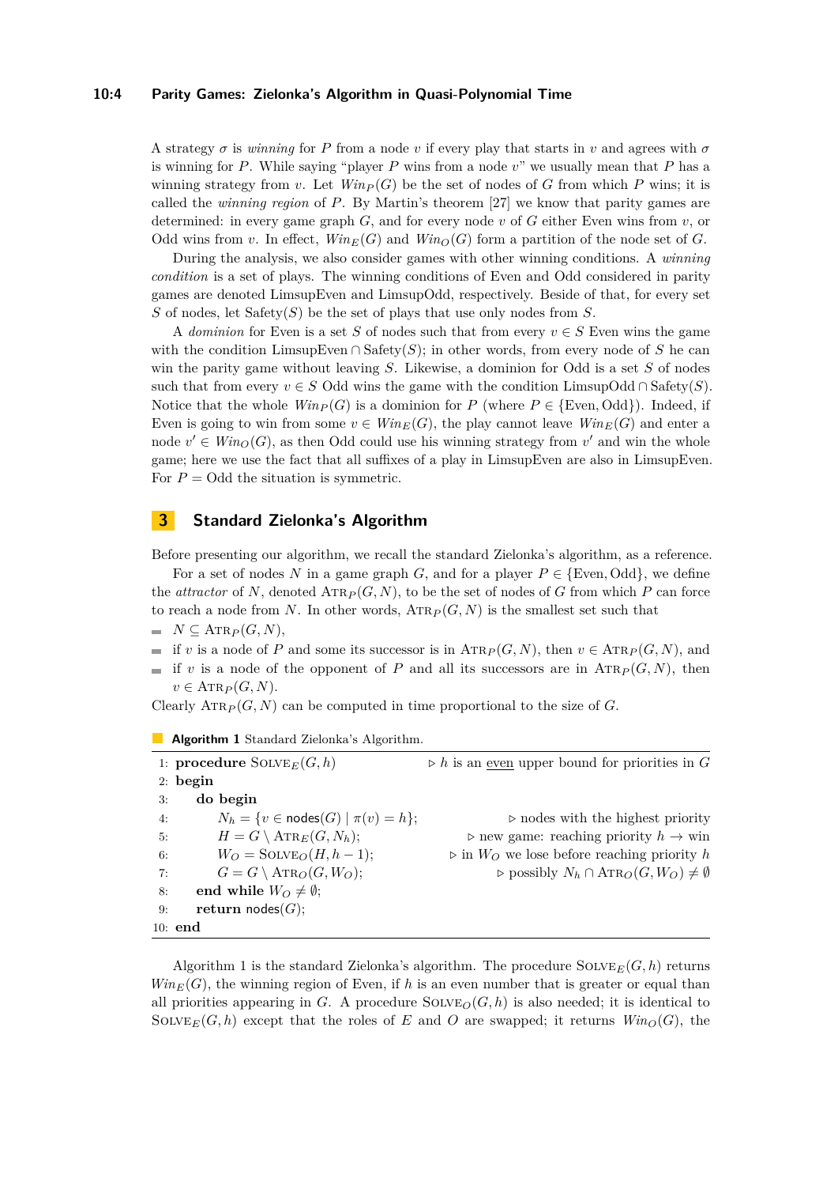A strategy $\sigma$ is *winning* for $P$ from a node $v$ if every play that starts in $v$ and agrees with $\sigma$ is winning for $P$. While saying "player $P$ wins from a node $v$" we usually mean that $P$ has a winning strategy from $v$. Let $Win_P(G)$ be the set of nodes of $G$ from which $P$ wins; it is called the *winning region* of $P$. By Martin's theorem [27] we know that parity games are determined: in every game graph $G$, and for every node $v$ of $G$ either Even wins from $v$, or Odd wins from $v$. In effect, $Win_E(G)$ and $Win_O(G)$ form a partition of the node set of $G$.

During the analysis, we also consider games with other winning conditions. A *winning condition* is a set of plays. The winning conditions of Even and Odd considered in parity games are denoted LimsupEven and LimsupOdd, respectively. Beside of that, for every set $S$ of nodes, let Safety($S$) be the set of plays that use only nodes from $S$.

A *dominion* for Even is a set $S$ of nodes such that from every $v \in S$ Even wins the game with the condition $\text{LimsupEven} \cap \text{Safety}(S)$; in other words, from every node of $S$ he can win the parity game without leaving $S$. Likewise, a dominion for Odd is a set $S$ of nodes such that from every $v \in S$ Odd wins the game with the condition $\text{LimsupOdd} \cap \text{Safety}(S)$. Notice that the whole $Win_P(G)$ is a dominion for $P$ (where $P \in \{\text{Even}, \text{Odd}\}$). Indeed, if Even is going to win from some $v \in Win_E(G)$, the play cannot leave $Win_E(G)$ and enter a node $v' \in Win_O(G)$, as then Odd could use his winning strategy from $v'$ and win the whole game; here we use the fact that all suffixes of a play in LimsupEven are also in LimsupEven. For $P = \text{Odd}$ the situation is symmetric.

## 3 Standard Zielonka's Algorithm

Before presenting our algorithm, we recall the standard Zielonka's algorithm, as a reference.

For a set of nodes $N$ in a game graph $G$, and for a player $P \in \{\text{Even}, \text{Odd}\}$, we define the *attractor* of $N$, denoted $\text{Atr}_P(G, N)$, to be the set of nodes of $G$ from which $P$ can force to reach a node from $N$. In other words, $\text{Atr}_P(G, N)$ is the smallest set such that

- $N \subseteq \text{Atr}_P(G, N)$,
- if $v$ is a node of $P$ and some its successor is in $\text{Atr}_P(G, N)$, then $v \in \text{Atr}_P(G, N)$, and
- if $v$ is a node of the opponent of $P$ and all its successors are in $\text{Atr}_P(G, N)$, then $v \in \text{Atr}_P(G, N)$.

Clearly $\text{Atr}_P(G, N)$ can be computed in time proportional to the size of $G$.

**Algorithm 1** Standard Zielonka's Algorithm.

```
1: procedure Solve_E(G, h)                       ▷ h is an even upper bound for priorities in G
2: begin
3:     do begin
4:         N_h = {v ∈ nodes(G) | π(v) = h};                  ▷ nodes with the highest priority
5:         H = G \ Atr_E(G, N_h);                            ▷ new game: reaching priority h → win
6:         W_O = Solve_O(H, h − 1);                          ▷ in W_O we lose before reaching priority h
7:         G = G \ Atr_O(G, W_O);                            ▷ possibly N_h ∩ Atr_O(G, W_O) ≠ ∅
8:     end while W_O ≠ ∅;
9:     return nodes(G);
10: end
```

Algorithm 1 is the standard Zielonka's algorithm. The procedure $\text{Solve}_E(G, h)$ returns $Win_E(G)$, the winning region of Even, if $h$ is an even number that is greater or equal than all priorities appearing in $G$. A procedure $\text{Solve}_O(G, h)$ is also needed; it is identical to $\text{Solve}_E(G, h)$ except that the roles of $E$ and $O$ are swapped; it returns $Win_O(G)$, the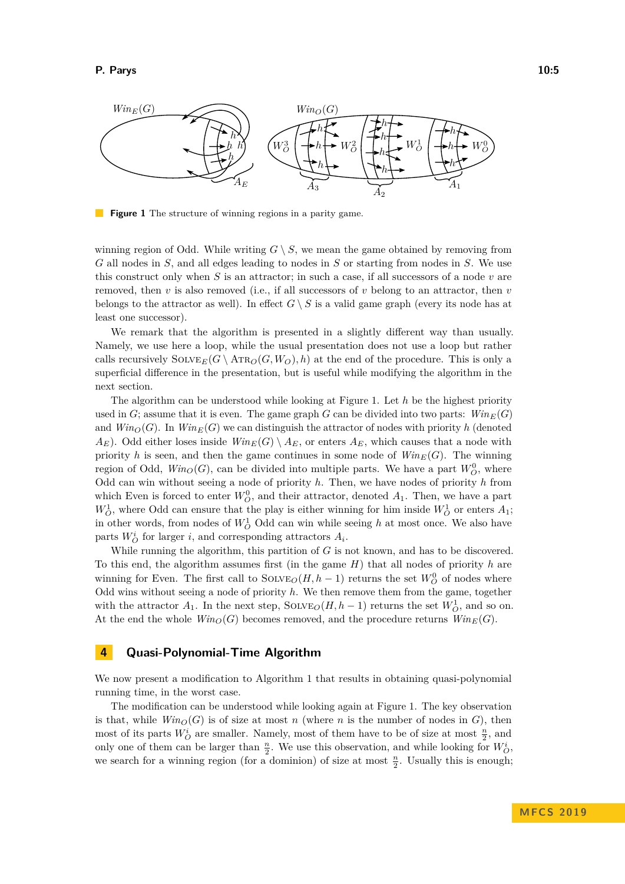**Figure 1** The structure of winning regions in a parity game.

winning region of Odd. While writing $G \setminus S$, we mean the game obtained by removing from $G$ all nodes in $S$, and all edges leading to nodes in $S$ or starting from nodes in $S$. We use this construct only when $S$ is an attractor; in such a case, if all successors of a node $v$ are removed, then $v$ is also removed (i.e., if all successors of $v$ belong to an attractor, then $v$ belongs to the attractor as well). In effect $G \setminus S$ is a valid game graph (every its node has at least one successor).

We remark that the algorithm is presented in a slightly different way than usually. Namely, we use here a loop, while the usual presentation does not use a loop but rather calls recursively $\text{Solve}_E(G \setminus \text{Atr}_O(G, W_O), h)$ at the end of the procedure. This is only a superficial difference in the presentation, but is useful while modifying the algorithm in the next section.

The algorithm can be understood while looking at Figure 1. Let $h$ be the highest priority used in $G$; assume that it is even. The game graph $G$ can be divided into two parts: $\mathit{Win}_E(G)$ and $\mathit{Win}_O(G)$. In $\mathit{Win}_E(G)$ we can distinguish the attractor of nodes with priority $h$ (denoted $A_E$). Odd either loses inside $\mathit{Win}_E(G) \setminus A_E$, or enters $A_E$, which causes that a node with priority $h$ is seen, and then the game continues in some node of $\mathit{Win}_E(G)$. The winning region of Odd, $\mathit{Win}_O(G)$, can be divided into multiple parts. We have a part $W_O^0$, where Odd can win without seeing a node of priority $h$. Then, we have nodes of priority $h$ from which Even is forced to enter $W_O^0$, and their attractor, denoted $A_1$. Then, we have a part $W_O^1$, where Odd can ensure that the play is either winning for him inside $W_O^1$ or enters $A_1$; in other words, from nodes of $W_O^1$ Odd can win while seeing $h$ at most once. We also have parts $W_O^i$ for larger $i$, and corresponding attractors $A_i$.

While running the algorithm, this partition of $G$ is not known, and has to be discovered. To this end, the algorithm assumes first (in the game $H$) that all nodes of priority $h$ are winning for Even. The first call to $\text{Solve}_O(H, h-1)$ returns the set $W_O^0$ of nodes where Odd wins without seeing a node of priority $h$. We then remove them from the game, together with the attractor $A_1$. In the next step, $\text{Solve}_O(H, h-1)$ returns the set $W_O^1$, and so on. At the end the whole $\mathit{Win}_O(G)$ becomes removed, and the procedure returns $\mathit{Win}_E(G)$.

## 4 Quasi-Polynomial-Time Algorithm

We now present a modification to Algorithm 1 that results in obtaining quasi-polynomial running time, in the worst case.

The modification can be understood while looking again at Figure 1. The key observation is that, while $\mathit{Win}_O(G)$ is of size at most $n$ (where $n$ is the number of nodes in $G$), then most of its parts $W_O^i$ are smaller. Namely, most of them have to be of size at most $\frac{n}{2}$, and only one of them can be larger than $\frac{n}{2}$. We use this observation, and while looking for $W_O^i$, we search for a winning region (for a dominion) of size at most $\frac{n}{2}$. Usually this is enough;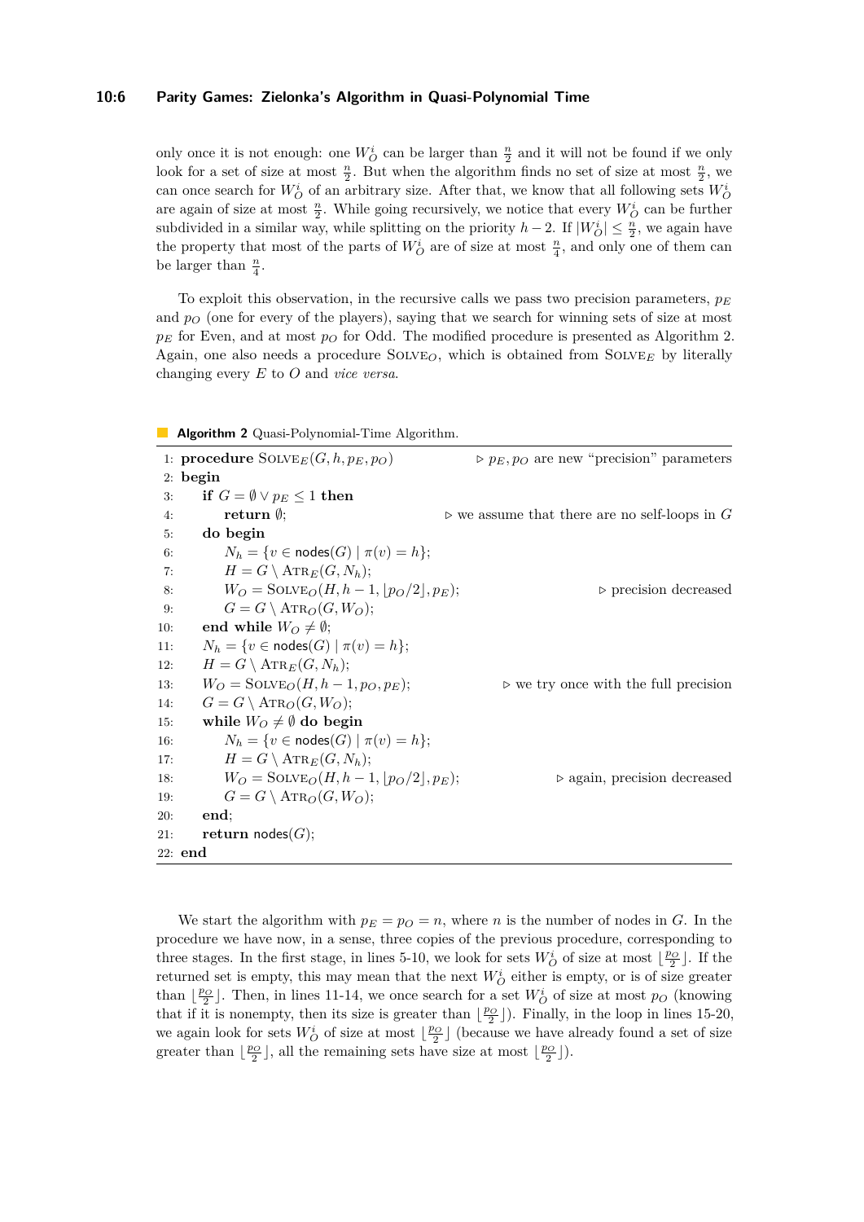only once it is not enough: one $W_O^i$ can be larger than $\frac{n}{2}$ and it will not be found if we only look for a set of size at most $\frac{n}{2}$. But when the algorithm finds no set of size at most $\frac{n}{2}$, we can once search for $W_O^i$ of an arbitrary size. After that, we know that all following sets $W_O^i$ are again of size at most $\frac{n}{2}$. While going recursively, we notice that every $W_O^i$ can be further subdivided in a similar way, while splitting on the priority $h-2$. If $|W_O^i| \leq \frac{n}{2}$, we again have the property that most of the parts of $W_O^i$ are of size at most $\frac{n}{4}$, and only one of them can be larger than $\frac{n}{4}$.

To exploit this observation, in the recursive calls we pass two precision parameters, $p_E$ and $p_O$ (one for every of the players), saying that we search for winning sets of size at most $p_E$ for Even, and at most $p_O$ for Odd. The modified procedure is presented as Algorithm 2. Again, one also needs a procedure $\text{Solve}_O$, which is obtained from $\text{Solve}_E$ by literally changing every $E$ to $O$ and *vice versa*.

**Algorithm 2** Quasi-Polynomial-Time Algorithm.

```
1:  procedure SOLVE_E(G, h, p_E, p_O)          ▷ p_E, p_O are new "precision" parameters
2:  begin
3:      if G = ∅ ∨ p_E ≤ 1 then
4:          return ∅;                            ▷ we assume that there are no self-loops in G
5:      do begin
6:          N_h = {v ∈ nodes(G) | π(v) = h};
7:          H = G \ ATR_E(G, N_h);
8:          W_O = SOLVE_O(H, h − 1, ⌊p_O/2⌋, p_E);          ▷ precision decreased
9:          G = G \ ATR_O(G, W_O);
10:     end while W_O ≠ ∅;
11:     N_h = {v ∈ nodes(G) | π(v) = h};
12:     H = G \ ATR_E(G, N_h);
13:     W_O = SOLVE_O(H, h − 1, p_O, p_E);      ▷ we try once with the full precision
14:     G = G \ ATR_O(G, W_O);
15:     while W_O ≠ ∅ do begin
16:         N_h = {v ∈ nodes(G) | π(v) = h};
17:         H = G \ ATR_E(G, N_h);
18:         W_O = SOLVE_O(H, h − 1, ⌊p_O/2⌋, p_E);      ▷ again, precision decreased
19:         G = G \ ATR_O(G, W_O);
20:     end;
21:     return nodes(G);
22: end
```

We start the algorithm with $p_E = p_O = n$, where $n$ is the number of nodes in $G$. In the procedure we have now, in a sense, three copies of the previous procedure, corresponding to three stages. In the first stage, in lines 5-10, we look for sets $W_O^i$ of size at most $\lfloor \frac{p_O}{2} \rfloor$. If the returned set is empty, this may mean that the next $W_O^i$ either is empty, or is of size greater than $\lfloor \frac{p_O}{2} \rfloor$. Then, in lines 11-14, we once search for a set $W_O^i$ of size at most $p_O$ (knowing that if it is nonempty, then its size is greater than $\lfloor \frac{p_O}{2} \rfloor$). Finally, in the loop in lines 15-20, we again look for sets $W_O^i$ of size at most $\lfloor \frac{p_O}{2} \rfloor$ (because we have already found a set of size greater than $\lfloor \frac{p_O}{2} \rfloor$, all the remaining sets have size at most $\lfloor \frac{p_O}{2} \rfloor$).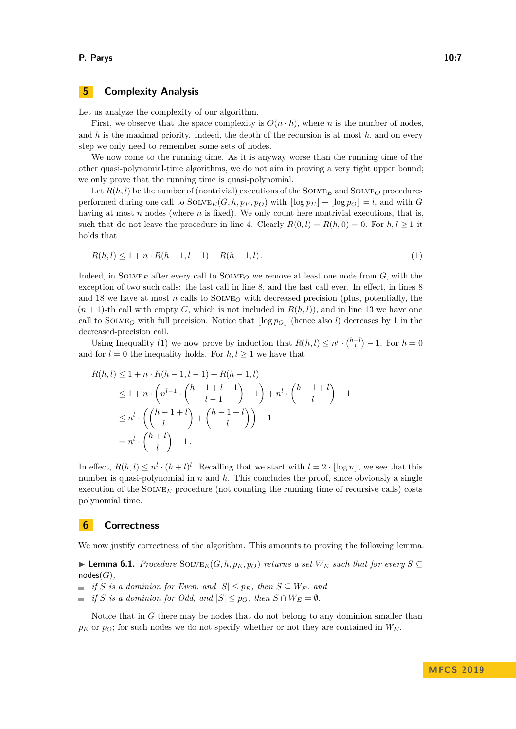## 5 Complexity Analysis

Let us analyze the complexity of our algorithm.

First, we observe that the space complexity is $O(n \cdot h)$, where $n$ is the number of nodes, and $h$ is the maximal priority. Indeed, the depth of the recursion is at most $h$, and on every step we only need to remember some sets of nodes.

We now come to the running time. As it is anyway worse than the running time of the other quasi-polynomial-time algorithms, we do not aim in proving a very tight upper bound; we only prove that the running time is quasi-polynomial.

Let $R(h, l)$ be the number of (nontrivial) executions of the $\textsc{Solve}_E$ and $\textsc{Solve}_O$ procedures performed during one call to $\textsc{Solve}_E(G, h, p_E, p_O)$ with $\lfloor \log p_E \rfloor + \lfloor \log p_O \rfloor = l$, and with $G$ having at most $n$ nodes (where $n$ is fixed). We only count here nontrivial executions, that is, such that do not leave the procedure in line 4. Clearly $R(0, l) = R(h, 0) = 0$. For $h, l \geq 1$ it holds that

$$R(h, l) \leq 1 + n \cdot R(h-1, l-1) + R(h-1, l)\,. \tag{1}$$

Indeed, in $\textsc{Solve}_E$ after every call to $\textsc{Solve}_O$ we remove at least one node from $G$, with the exception of two such calls: the last call in line 8, and the last call ever. In effect, in lines 8 and 18 we have at most $n$ calls to $\textsc{Solve}_O$ with decreased precision (plus, potentially, the $(n+1)$-th call with empty $G$, which is not included in $R(h, l)$), and in line 13 we have one call to $\textsc{Solve}_O$ with full precision. Notice that $\lfloor \log p_O \rfloor$ (hence also $l$) decreases by 1 in the decreased-precision call.

Using Inequality (1) we now prove by induction that $R(h, l) \leq n^l \cdot \binom{h+l}{l} - 1$. For $h = 0$ and for $l = 0$ the inequality holds. For $h, l \geq 1$ we have that

$$\begin{aligned}
R(h, l) &\leq 1 + n \cdot R(h-1, l-1) + R(h-1, l) \\
&\leq 1 + n \cdot \left( n^{l-1} \cdot \binom{h-1+l-1}{l-1} - 1 \right) + n^l \cdot \binom{h-1+l}{l} - 1 \\
&\leq n^l \cdot \left( \binom{h-1+l}{l-1} + \binom{h-1+l}{l} \right) - 1 \\
&= n^l \cdot \binom{h+l}{l} - 1\,.
\end{aligned}$$

In effect, $R(h, l) \leq n^l \cdot (h+l)^l$. Recalling that we start with $l = 2 \cdot \lfloor \log n \rfloor$, we see that this number is quasi-polynomial in $n$ and $h$. This concludes the proof, since obviously a single execution of the $\textsc{Solve}_E$ procedure (not counting the running time of recursive calls) costs polynomial time.

## 6 Correctness

We now justify correctness of the algorithm. This amounts to proving the following lemma.

▶ **Lemma 6.1.** *Procedure $\textsc{Solve}_E(G, h, p_E, p_O)$ returns a set $W_E$ such that for every $S \subseteq \mathsf{nodes}(G)$,*

- *if $S$ is a dominion for Even, and $|S| \leq p_E$, then $S \subseteq W_E$, and*
- *if $S$ is a dominion for Odd, and $|S| \leq p_O$, then $S \cap W_E = \emptyset$.*

Notice that in $G$ there may be nodes that do not belong to any dominion smaller than $p_E$ or $p_O$; for such nodes we do not specify whether or not they are contained in $W_E$.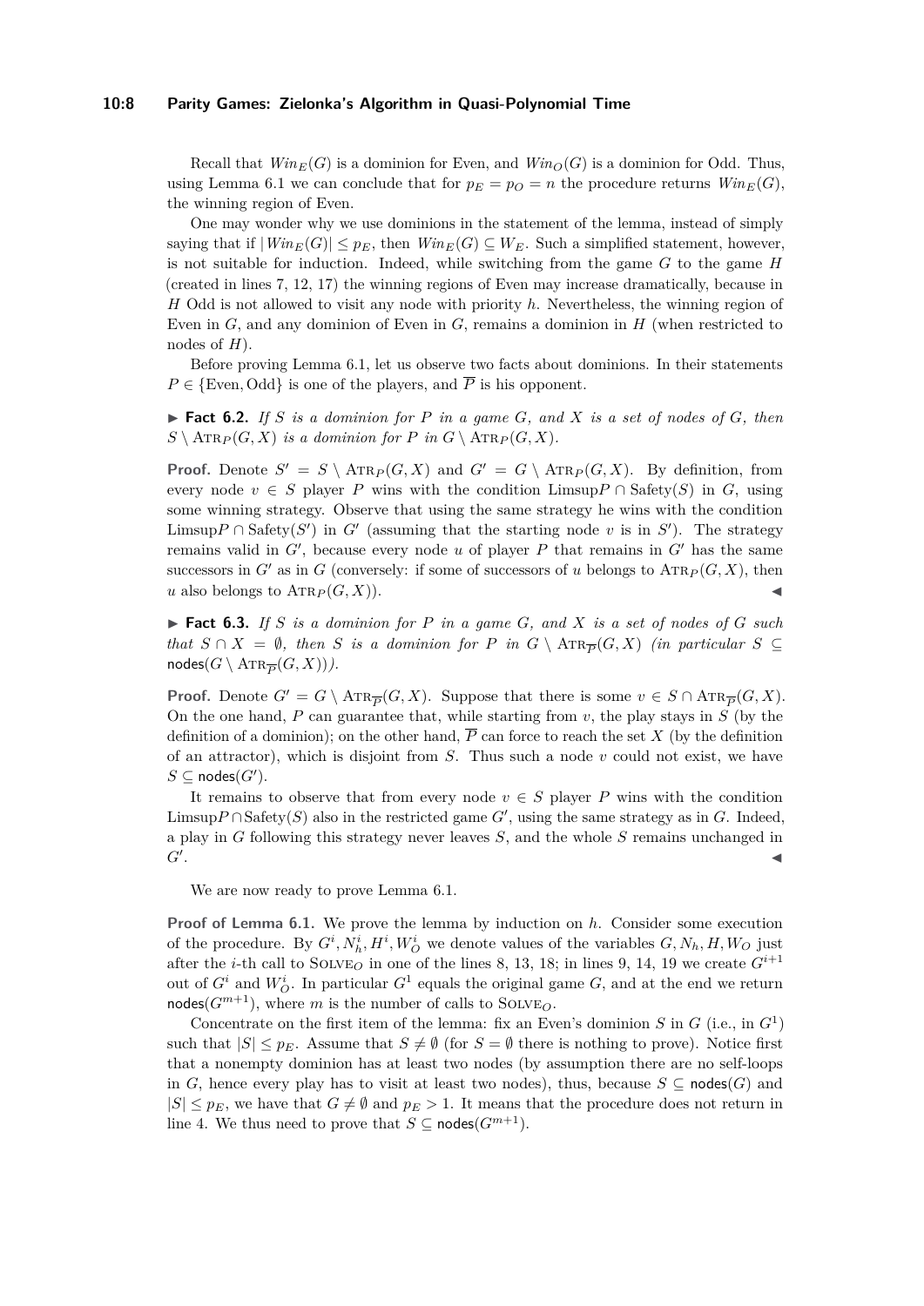Recall that $Win_E(G)$ is a dominion for Even, and $Win_O(G)$ is a dominion for Odd. Thus, using Lemma 6.1 we can conclude that for $p_E = p_O = n$ the procedure returns $Win_E(G)$, the winning region of Even.

One may wonder why we use dominions in the statement of the lemma, instead of simply saying that if $|Win_E(G)| \leq p_E$, then $Win_E(G) \subseteq W_E$. Such a simplified statement, however, is not suitable for induction. Indeed, while switching from the game $G$ to the game $H$ (created in lines 7, 12, 17) the winning regions of Even may increase dramatically, because in $H$ Odd is not allowed to visit any node with priority $h$. Nevertheless, the winning region of Even in $G$, and any dominion of Even in $G$, remains a dominion in $H$ (when restricted to nodes of $H$).

Before proving Lemma 6.1, let us observe two facts about dominions. In their statements $P \in \{\text{Even}, \text{Odd}\}$ is one of the players, and $\overline{P}$ is his opponent.

▶ **Fact 6.2.** *If $S$ is a dominion for $P$ in a game $G$, and $X$ is a set of nodes of $G$, then $S \setminus \text{ATR}_P(G, X)$ is a dominion for $P$ in $G \setminus \text{ATR}_P(G, X)$.*

**Proof.** Denote $S' = S \setminus \text{ATR}_P(G, X)$ and $G' = G \setminus \text{ATR}_P(G, X)$. By definition, from every node $v \in S$ player $P$ wins with the condition $\text{Limsup}P \cap \text{Safety}(S)$ in $G$, using some winning strategy. Observe that using the same strategy he wins with the condition $\text{Limsup}P \cap \text{Safety}(S')$ in $G'$ (assuming that the starting node $v$ is in $S'$). The strategy remains valid in $G'$, because every node $u$ of player $P$ that remains in $G'$ has the same successors in $G'$ as in $G$ (conversely: if some of successors of $u$ belongs to $\text{ATR}_P(G, X)$, then $u$ also belongs to $\text{ATR}_P(G, X)$). ◀

▶ **Fact 6.3.** *If $S$ is a dominion for $P$ in a game $G$, and $X$ is a set of nodes of $G$ such that $S \cap X = \emptyset$, then $S$ is a dominion for $P$ in $G \setminus \text{ATR}_{\overline{P}}(G, X)$ (in particular $S \subseteq \mathsf{nodes}(G \setminus \text{ATR}_{\overline{P}}(G, X))$).*

**Proof.** Denote $G' = G \setminus \text{ATR}_{\overline{P}}(G, X)$. Suppose that there is some $v \in S \cap \text{ATR}_{\overline{P}}(G, X)$. On the one hand, $P$ can guarantee that, while starting from $v$, the play stays in $S$ (by the definition of a dominion); on the other hand, $\overline{P}$ can force to reach the set $X$ (by the definition of an attractor), which is disjoint from $S$. Thus such a node $v$ could not exist, we have $S \subseteq \mathsf{nodes}(G')$.

It remains to observe that from every node $v \in S$ player $P$ wins with the condition $\text{Limsup}P \cap \text{Safety}(S)$ also in the restricted game $G'$, using the same strategy as in $G$. Indeed, a play in $G$ following this strategy never leaves $S$, and the whole $S$ remains unchanged in $G'$. ◀

We are now ready to prove Lemma 6.1.

**Proof of Lemma 6.1.** We prove the lemma by induction on $h$. Consider some execution of the procedure. By $G^i, N_h^i, H^i, W_O^i$ we denote values of the variables $G, N_h, H, W_O$ just after the $i$-th call to $\text{SOLVE}_O$ in one of the lines 8, 13, 18; in lines 9, 14, 19 we create $G^{i+1}$ out of $G^i$ and $W_O^i$. In particular $G^1$ equals the original game $G$, and at the end we return $\mathsf{nodes}(G^{m+1})$, where $m$ is the number of calls to $\text{SOLVE}_O$.

Concentrate on the first item of the lemma: fix an Even's dominion $S$ in $G$ (i.e., in $G^1$) such that $|S| \leq p_E$. Assume that $S \neq \emptyset$ (for $S = \emptyset$ there is nothing to prove). Notice first that a nonempty dominion has at least two nodes (by assumption there are no self-loops in $G$, hence every play has to visit at least two nodes), thus, because $S \subseteq \mathsf{nodes}(G)$ and $|S| \leq p_E$, we have that $G \neq \emptyset$ and $p_E > 1$. It means that the procedure does not return in line 4. We thus need to prove that $S \subseteq \mathsf{nodes}(G^{m+1})$.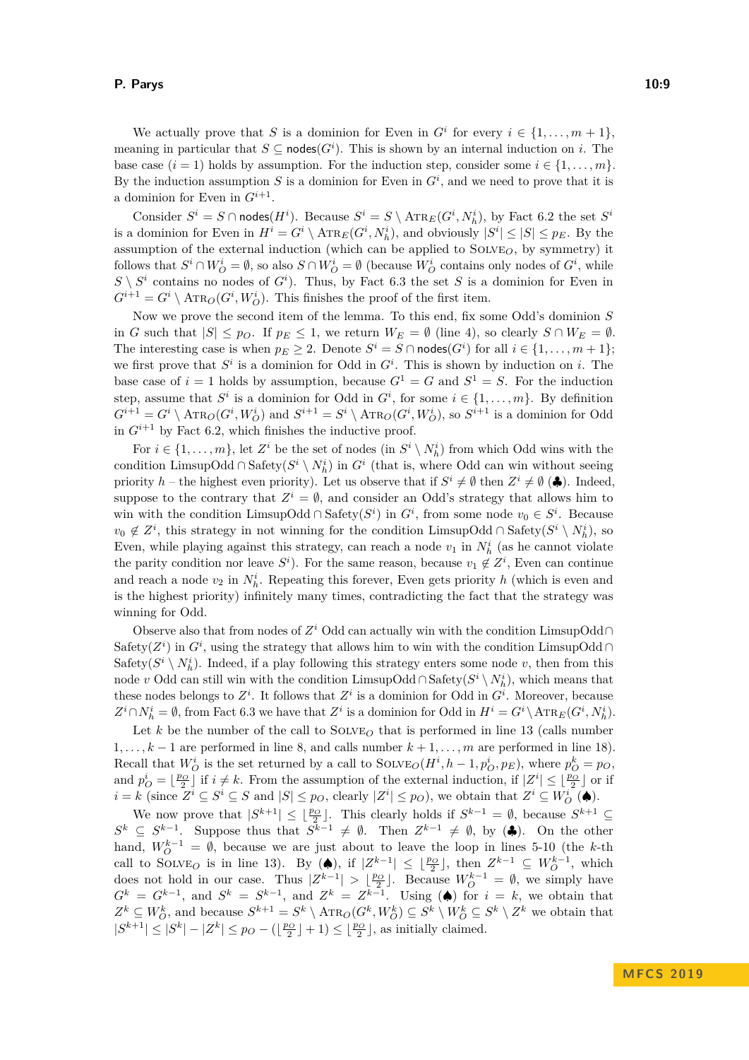We actually prove that $S$ is a dominion for Even in $G^i$ for every $i \in \{1, \dots, m+1\}$, meaning in particular that $S \subseteq \mathsf{nodes}(G^i)$. This is shown by an internal induction on $i$. The base case ($i = 1$) holds by assumption. For the induction step, consider some $i \in \{1, \dots, m\}$. By the induction assumption $S$ is a dominion for Even in $G^i$, and we need to prove that it is a dominion for Even in $G^{i+1}$.

Consider $S^i = S \cap \mathsf{nodes}(H^i)$. Because $S^i = S \setminus \mathrm{ATR}_E(G^i, N^i_h)$, by Fact 6.2 the set $S^i$ is a dominion for Even in $H^i = G^i \setminus \mathrm{ATR}_E(G^i, N^i_h)$, and obviously $|S^i| \leq |S| \leq p_E$. By the assumption of the external induction (which can be applied to $\mathrm{SOLVE}_O$, by symmetry) it follows that $S^i \cap W^i_O = \emptyset$, so also $S \cap W^i_O = \emptyset$ (because $W^i_O$ contains only nodes of $G^i$, while $S \setminus S^i$ contains no nodes of $G^i$). Thus, by Fact 6.3 the set $S$ is a dominion for Even in $G^{i+1} = G^i \setminus \mathrm{ATR}_O(G^i, W^i_O)$. This finishes the proof of the first item.

Now we prove the second item of the lemma. To this end, fix some Odd's dominion $S$ in $G$ such that $|S| \leq p_O$. If $p_E \leq 1$, we return $W_E = \emptyset$ (line 4), so clearly $S \cap W_E = \emptyset$. The interesting case is when $p_E \geq 2$. Denote $S^i = S \cap \mathsf{nodes}(G^i)$ for all $i \in \{1, \dots, m+1\}$; we first prove that $S^i$ is a dominion for Odd in $G^i$. This is shown by induction on $i$. The base case of $i = 1$ holds by assumption, because $G^1 = G$ and $S^1 = S$. For the induction step, assume that $S^i$ is a dominion for Odd in $G^i$, for some $i \in \{1, \dots, m\}$. By definition $G^{i+1} = G^i \setminus \mathrm{ATR}_O(G^i, W^i_O)$ and $S^{i+1} = S^i \setminus \mathrm{ATR}_O(G^i, W^i_O)$, so $S^{i+1}$ is a dominion for Odd in $G^{i+1}$ by Fact 6.2, which finishes the inductive proof.

For $i \in \{1, \dots, m\}$, let $Z^i$ be the set of nodes (in $S^i \setminus N^i_h$) from which Odd wins with the condition $\mathrm{LimsupOdd} \cap \mathrm{Safety}(S^i \setminus N^i_h)$ in $G^i$ (that is, where Odd can win without seeing priority $h$ – the highest even priority). Let us observe that if $S^i \neq \emptyset$ then $Z^i \neq \emptyset$ (♣). Indeed, suppose to the contrary that $Z^i = \emptyset$, and consider an Odd's strategy that allows him to win with the condition $\mathrm{LimsupOdd} \cap \mathrm{Safety}(S^i)$ in $G^i$, from some node $v_0 \in S^i$. Because $v_0 \notin Z^i$, this strategy in not winning for the condition $\mathrm{LimsupOdd} \cap \mathrm{Safety}(S^i \setminus N^i_h)$, so Even, while playing against this strategy, can reach a node $v_1$ in $N^i_h$ (as he cannot violate the parity condition nor leave $S^i$). For the same reason, because $v_1 \notin Z^i$, Even can continue and reach a node $v_2$ in $N^i_h$. Repeating this forever, Even gets priority $h$ (which is even and is the highest priority) infinitely many times, contradicting the fact that the strategy was winning for Odd.

Observe also that from nodes of $Z^i$ Odd can actually win with the condition $\mathrm{LimsupOdd} \cap \mathrm{Safety}(Z^i)$ in $G^i$, using the strategy that allows him to win with the condition $\mathrm{LimsupOdd} \cap \mathrm{Safety}(S^i \setminus N^i_h)$. Indeed, if a play following this strategy enters some node $v$, then from this node $v$ Odd can still win with the condition $\mathrm{LimsupOdd} \cap \mathrm{Safety}(S^i \setminus N^i_h)$, which means that these nodes belongs to $Z^i$. It follows that $Z^i$ is a dominion for Odd in $G^i$. Moreover, because $Z^i \cap N^i_h = \emptyset$, from Fact 6.3 we have that $Z^i$ is a dominion for Odd in $H^i = G^i \setminus \mathrm{ATR}_E(G^i, N^i_h)$.

Let $k$ be the number of the call to $\mathrm{SOLVE}_O$ that is performed in line 13 (calls number $1, \dots, k-1$ are performed in line 8, and calls number $k+1, \dots, m$ are performed in line 18). Recall that $W^i_O$ is the set returned by a call to $\mathrm{SOLVE}_O(H^i, h-1, p^i_O, p_E)$, where $p^k_O = p_O$, and $p^i_O = \lfloor \frac{p_O}{2} \rfloor$ if $i \neq k$. From the assumption of the external induction, if $|Z^i| \leq \lfloor \frac{p_O}{2} \rfloor$ or if $i = k$ (since $Z^i \subseteq S^i \subseteq S$ and $|S| \leq p_O$, clearly $|Z^i| \leq p_O$), we obtain that $Z^i \subseteq W^i_O$ (♠).

We now prove that $|S^{k+1}| \leq \lfloor \frac{p_O}{2} \rfloor$. This clearly holds if $S^{k-1} = \emptyset$, because $S^{k+1} \subseteq S^k \subseteq S^{k-1}$. Suppose thus that $S^{k-1} \neq \emptyset$. Then $Z^{k-1} \neq \emptyset$, by (♣). On the other hand, $W^{k-1}_O = \emptyset$, because we are just about to leave the loop in lines 5-10 (the $k$-th call to $\mathrm{SOLVE}_O$ is in line 13). By (♠), if $|Z^{k-1}| \leq \lfloor \frac{p_O}{2} \rfloor$, then $Z^{k-1} \subseteq W^{k-1}_O$, which does not hold in our case. Thus $|Z^{k-1}| > \lfloor \frac{p_O}{2} \rfloor$. Because $W^{k-1}_O = \emptyset$, we simply have $G^k = G^{k-1}$, and $S^k = S^{k-1}$, and $Z^k = Z^{k-1}$. Using (♠) for $i = k$, we obtain that $Z^k \subseteq W^k_O$, and because $S^{k+1} = S^k \setminus \mathrm{ATR}_O(G^k, W^k_O) \subseteq S^k \setminus W^k_O \subseteq S^k \setminus Z^k$ we obtain that $|S^{k+1}| \leq |S^k| - |Z^k| \leq p_O - (\lfloor \frac{p_O}{2} \rfloor + 1) \leq \lfloor \frac{p_O}{2} \rfloor$, as initially claimed.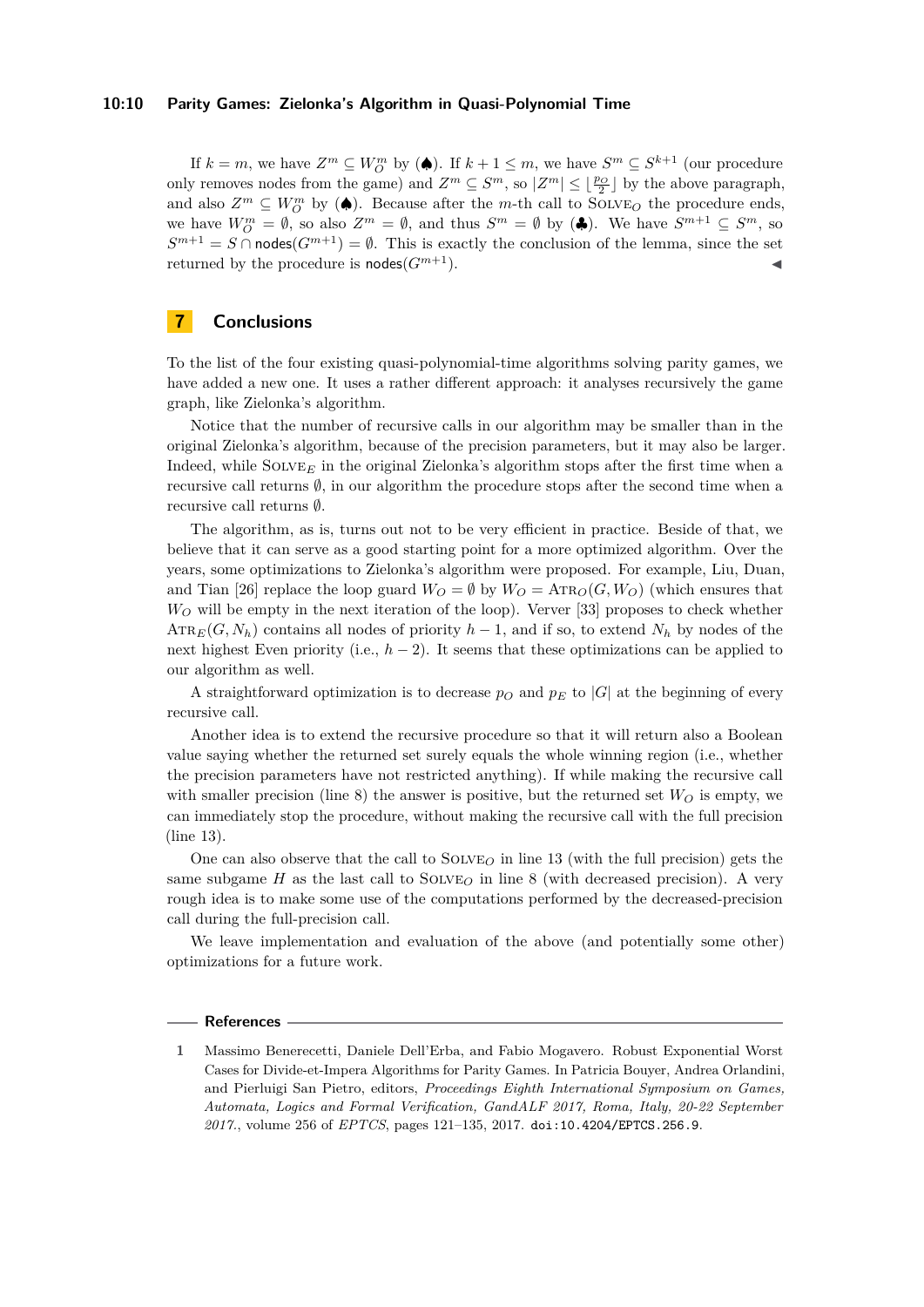If $k = m$, we have $Z^m \subseteq W_O^m$ by (♠). If $k + 1 \leq m$, we have $S^m \subseteq S^{k+1}$ (our procedure only removes nodes from the game) and $Z^m \subseteq S^m$, so $|Z^m| \leq \lfloor \frac{p_O}{2} \rfloor$ by the above paragraph, and also $Z^m \subseteq W_O^m$ by (♠). Because after the $m$-th call to $\textsc{Solve}_O$ the procedure ends, we have $W_O^m = \emptyset$, so also $Z^m = \emptyset$, and thus $S^m = \emptyset$ by (♣). We have $S^{m+1} \subseteq S^m$, so $S^{m+1} = S \cap \mathsf{nodes}(G^{m+1}) = \emptyset$. This is exactly the conclusion of the lemma, since the set returned by the procedure is $\mathsf{nodes}(G^{m+1})$. ◀

## 7 Conclusions

To the list of the four existing quasi-polynomial-time algorithms solving parity games, we have added a new one. It uses a rather different approach: it analyses recursively the game graph, like Zielonka's algorithm.

Notice that the number of recursive calls in our algorithm may be smaller than in the original Zielonka's algorithm, because of the precision parameters, but it may also be larger. Indeed, while $\textsc{Solve}_E$ in the original Zielonka's algorithm stops after the first time when a recursive call returns $\emptyset$, in our algorithm the procedure stops after the second time when a recursive call returns $\emptyset$.

The algorithm, as is, turns out not to be very efficient in practice. Beside of that, we believe that it can serve as a good starting point for a more optimized algorithm. Over the years, some optimizations to Zielonka's algorithm were proposed. For example, Liu, Duan, and Tian [26] replace the loop guard $W_O = \emptyset$ by $W_O = \textsc{Atr}_O(G, W_O)$ (which ensures that $W_O$ will be empty in the next iteration of the loop). Verver [33] proposes to check whether $\textsc{Atr}_E(G, N_h)$ contains all nodes of priority $h - 1$, and if so, to extend $N_h$ by nodes of the next highest Even priority (i.e., $h - 2$). It seems that these optimizations can be applied to our algorithm as well.

A straightforward optimization is to decrease $p_O$ and $p_E$ to $|G|$ at the beginning of every recursive call.

Another idea is to extend the recursive procedure so that it will return also a Boolean value saying whether the returned set surely equals the whole winning region (i.e., whether the precision parameters have not restricted anything). If while making the recursive call with smaller precision (line 8) the answer is positive, but the returned set $W_O$ is empty, we can immediately stop the procedure, without making the recursive call with the full precision (line 13).

One can also observe that the call to $\textsc{Solve}_O$ in line 13 (with the full precision) gets the same subgame $H$ as the last call to $\textsc{Solve}_O$ in line 8 (with decreased precision). A very rough idea is to make some use of the computations performed by the decreased-precision call during the full-precision call.

We leave implementation and evaluation of the above (and potentially some other) optimizations for a future work.

## References

1 Massimo Benerecetti, Daniele Dell'Erba, and Fabio Mogavero. Robust Exponential Worst Cases for Divide-et-Impera Algorithms for Parity Games. In Patricia Bouyer, Andrea Orlandini, and Pierluigi San Pietro, editors, *Proceedings Eighth International Symposium on Games, Automata, Logics and Formal Verification, GandALF 2017, Roma, Italy, 20-22 September 2017.*, volume 256 of *EPTCS*, pages 121–135, 2017. doi:10.4204/EPTCS.256.9.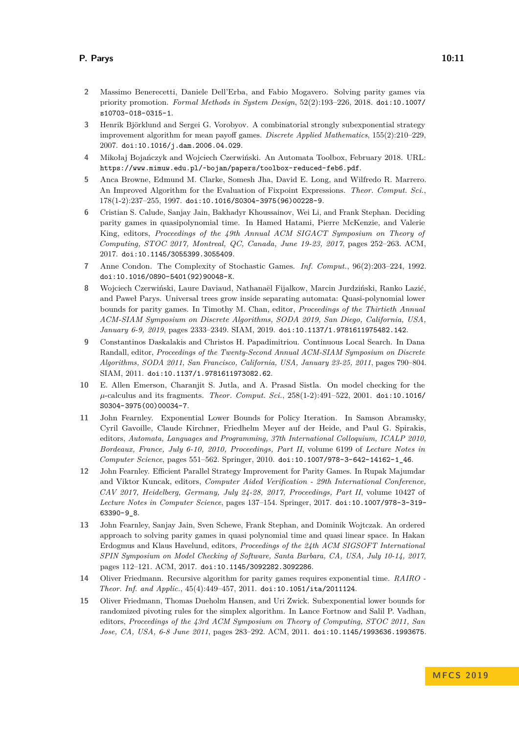2. Massimo Benerecetti, Daniele Dell'Erba, and Fabio Mogavero. Solving parity games via priority promotion. *Formal Methods in System Design*, 52(2):193–226, 2018. doi:10.1007/s10703-018-0315-1.
3. Henrik Björklund and Sergei G. Vorobyov. A combinatorial strongly subexponential strategy improvement algorithm for mean payoff games. *Discrete Applied Mathematics*, 155(2):210–229, 2007. doi:10.1016/j.dam.2006.04.029.
4. Mikołaj Bojańczyk and Wojciech Czerwiński. An Automata Toolbox, February 2018. URL: https://www.mimuw.edu.pl/~bojan/papers/toolbox-reduced-feb6.pdf.
5. Anca Browne, Edmund M. Clarke, Somesh Jha, David E. Long, and Wilfredo R. Marrero. An Improved Algorithm for the Evaluation of Fixpoint Expressions. *Theor. Comput. Sci.*, 178(1-2):237–255, 1997. doi:10.1016/S0304-3975(96)00228-9.
6. Cristian S. Calude, Sanjay Jain, Bakhadyr Khoussainov, Wei Li, and Frank Stephan. Deciding parity games in quasipolynomial time. In Hamed Hatami, Pierre McKenzie, and Valerie King, editors, *Proceedings of the 49th Annual ACM SIGACT Symposium on Theory of Computing, STOC 2017, Montreal, QC, Canada, June 19-23, 2017*, pages 252–263. ACM, 2017. doi:10.1145/3055399.3055409.
7. Anne Condon. The Complexity of Stochastic Games. *Inf. Comput.*, 96(2):203–224, 1992. doi:10.1016/0890-5401(92)90048-K.
8. Wojciech Czerwiński, Laure Daviaud, Nathanaël Fijalkow, Marcin Jurdziński, Ranko Lazić, and Paweł Parys. Universal trees grow inside separating automata: Quasi-polynomial lower bounds for parity games. In Timothy M. Chan, editor, *Proceedings of the Thirtieth Annual ACM-SIAM Symposium on Discrete Algorithms, SODA 2019, San Diego, California, USA, January 6-9, 2019*, pages 2333–2349. SIAM, 2019. doi:10.1137/1.9781611975482.142.
9. Constantinos Daskalakis and Christos H. Papadimitriou. Continuous Local Search. In Dana Randall, editor, *Proceedings of the Twenty-Second Annual ACM-SIAM Symposium on Discrete Algorithms, SODA 2011, San Francisco, California, USA, January 23-25, 2011*, pages 790–804. SIAM, 2011. doi:10.1137/1.9781611973082.62.
10. E. Allen Emerson, Charanjit S. Jutla, and A. Prasad Sistla. On model checking for the $\mu$-calculus and its fragments. *Theor. Comput. Sci.*, 258(1-2):491–522, 2001. doi:10.1016/S0304-3975(00)00034-7.
11. John Fearnley. Exponential Lower Bounds for Policy Iteration. In Samson Abramsky, Cyril Gavoille, Claude Kirchner, Friedhelm Meyer auf der Heide, and Paul G. Spirakis, editors, *Automata, Languages and Programming, 37th International Colloquium, ICALP 2010, Bordeaux, France, July 6-10, 2010, Proceedings, Part II*, volume 6199 of *Lecture Notes in Computer Science*, pages 551–562. Springer, 2010. doi:10.1007/978-3-642-14162-1_46.
12. John Fearnley. Efficient Parallel Strategy Improvement for Parity Games. In Rupak Majumdar and Viktor Kuncak, editors, *Computer Aided Verification - 29th International Conference, CAV 2017, Heidelberg, Germany, July 24-28, 2017, Proceedings, Part II*, volume 10427 of *Lecture Notes in Computer Science*, pages 137–154. Springer, 2017. doi:10.1007/978-3-319-63390-9_8.
13. John Fearnley, Sanjay Jain, Sven Schewe, Frank Stephan, and Dominik Wojtczak. An ordered approach to solving parity games in quasi polynomial time and quasi linear space. In Hakan Erdogmus and Klaus Havelund, editors, *Proceedings of the 24th ACM SIGSOFT International SPIN Symposium on Model Checking of Software, Santa Barbara, CA, USA, July 10-14, 2017*, pages 112–121. ACM, 2017. doi:10.1145/3092282.3092286.
14. Oliver Friedmann. Recursive algorithm for parity games requires exponential time. *RAIRO - Theor. Inf. and Applic.*, 45(4):449–457, 2011. doi:10.1051/ita/2011124.
15. Oliver Friedmann, Thomas Dueholm Hansen, and Uri Zwick. Subexponential lower bounds for randomized pivoting rules for the simplex algorithm. In Lance Fortnow and Salil P. Vadhan, editors, *Proceedings of the 43rd ACM Symposium on Theory of Computing, STOC 2011, San Jose, CA, USA, 6-8 June 2011*, pages 283–292. ACM, 2011. doi:10.1145/1993636.1993675.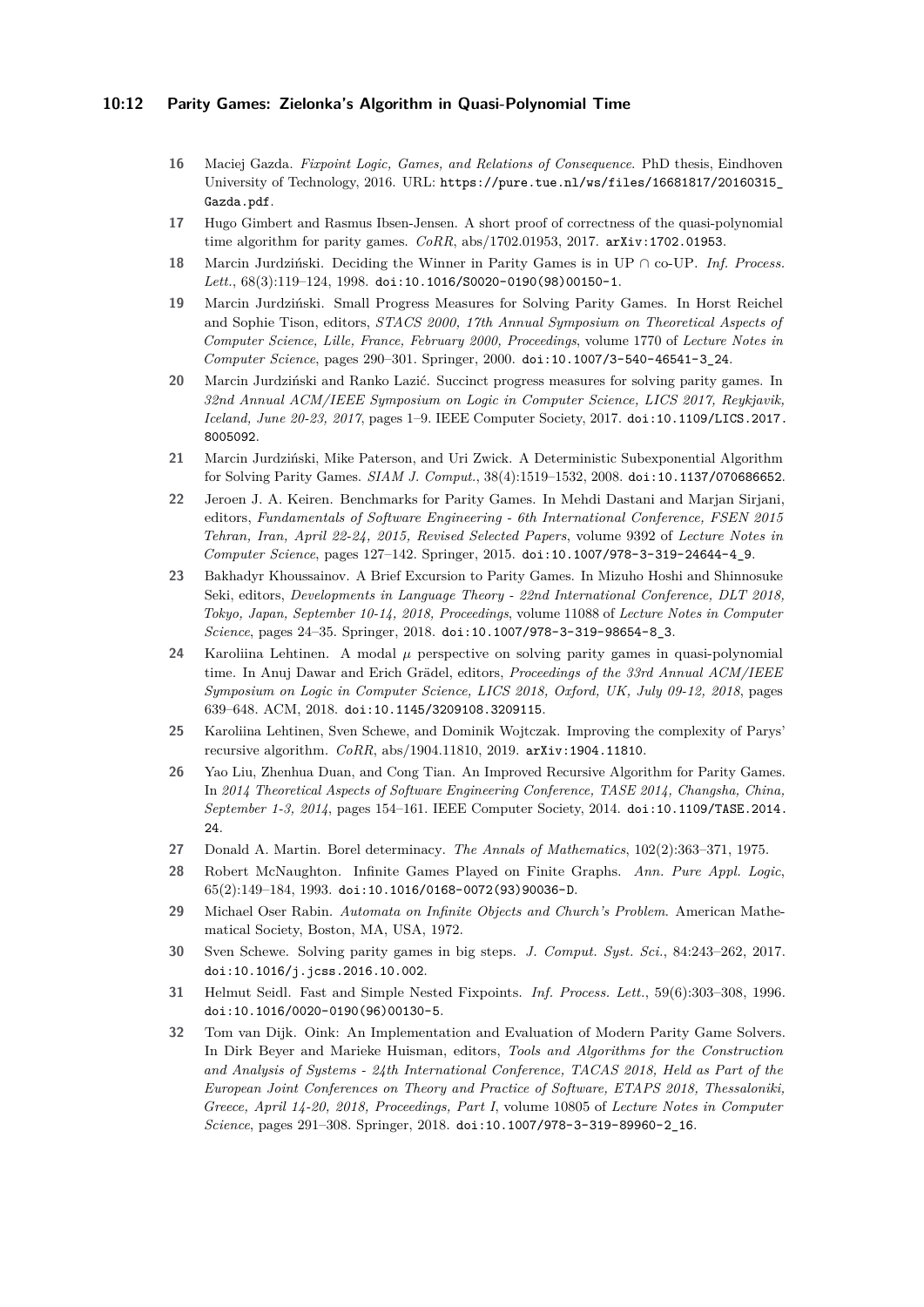16 Maciej Gazda. *Fixpoint Logic, Games, and Relations of Consequence.* PhD thesis, Eindhoven University of Technology, 2016. URL: https://pure.tue.nl/ws/files/16681817/20160315_Gazda.pdf.

17 Hugo Gimbert and Rasmus Ibsen-Jensen. A short proof of correctness of the quasi-polynomial time algorithm for parity games. *CoRR*, abs/1702.01953, 2017. arXiv:1702.01953.

18 Marcin Jurdziński. Deciding the Winner in Parity Games is in UP $\cap$ co-UP. *Inf. Process. Lett.*, 68(3):119–124, 1998. doi:10.1016/S0020-0190(98)00150-1.

19 Marcin Jurdziński. Small Progress Measures for Solving Parity Games. In Horst Reichel and Sophie Tison, editors, *STACS 2000, 17th Annual Symposium on Theoretical Aspects of Computer Science, Lille, France, February 2000, Proceedings*, volume 1770 of *Lecture Notes in Computer Science*, pages 290–301. Springer, 2000. doi:10.1007/3-540-46541-3_24.

20 Marcin Jurdziński and Ranko Lazić. Succinct progress measures for solving parity games. In *32nd Annual ACM/IEEE Symposium on Logic in Computer Science, LICS 2017, Reykjavik, Iceland, June 20-23, 2017*, pages 1–9. IEEE Computer Society, 2017. doi:10.1109/LICS.2017.8005092.

21 Marcin Jurdziński, Mike Paterson, and Uri Zwick. A Deterministic Subexponential Algorithm for Solving Parity Games. *SIAM J. Comput.*, 38(4):1519–1532, 2008. doi:10.1137/070686652.

22 Jeroen J. A. Keiren. Benchmarks for Parity Games. In Mehdi Dastani and Marjan Sirjani, editors, *Fundamentals of Software Engineering - 6th International Conference, FSEN 2015 Tehran, Iran, April 22-24, 2015, Revised Selected Papers*, volume 9392 of *Lecture Notes in Computer Science*, pages 127–142. Springer, 2015. doi:10.1007/978-3-319-24644-4_9.

23 Bakhadyr Khoussainov. A Brief Excursion to Parity Games. In Mizuho Hoshi and Shinnosuke Seki, editors, *Developments in Language Theory - 22nd International Conference, DLT 2018, Tokyo, Japan, September 10-14, 2018, Proceedings*, volume 11088 of *Lecture Notes in Computer Science*, pages 24–35. Springer, 2018. doi:10.1007/978-3-319-98654-8_3.

24 Karoliina Lehtinen. A modal $\mu$ perspective on solving parity games in quasi-polynomial time. In Anuj Dawar and Erich Grädel, editors, *Proceedings of the 33rd Annual ACM/IEEE Symposium on Logic in Computer Science, LICS 2018, Oxford, UK, July 09-12, 2018*, pages 639–648. ACM, 2018. doi:10.1145/3209108.3209115.

25 Karoliina Lehtinen, Sven Schewe, and Dominik Wojtczak. Improving the complexity of Parys' recursive algorithm. *CoRR*, abs/1904.11810, 2019. arXiv:1904.11810.

26 Yao Liu, Zhenhua Duan, and Cong Tian. An Improved Recursive Algorithm for Parity Games. In *2014 Theoretical Aspects of Software Engineering Conference, TASE 2014, Changsha, China, September 1-3, 2014*, pages 154–161. IEEE Computer Society, 2014. doi:10.1109/TASE.2014.24.

27 Donald A. Martin. Borel determinacy. *The Annals of Mathematics*, 102(2):363–371, 1975.

28 Robert McNaughton. Infinite Games Played on Finite Graphs. *Ann. Pure Appl. Logic*, 65(2):149–184, 1993. doi:10.1016/0168-0072(93)90036-D.

29 Michael Oser Rabin. *Automata on Infinite Objects and Church's Problem*. American Mathematical Society, Boston, MA, USA, 1972.

30 Sven Schewe. Solving parity games in big steps. *J. Comput. Syst. Sci.*, 84:243–262, 2017. doi:10.1016/j.jcss.2016.10.002.

31 Helmut Seidl. Fast and Simple Nested Fixpoints. *Inf. Process. Lett.*, 59(6):303–308, 1996. doi:10.1016/0020-0190(96)00130-5.

32 Tom van Dijk. Oink: An Implementation and Evaluation of Modern Parity Game Solvers. In Dirk Beyer and Marieke Huisman, editors, *Tools and Algorithms for the Construction and Analysis of Systems - 24th International Conference, TACAS 2018, Held as Part of the European Joint Conferences on Theory and Practice of Software, ETAPS 2018, Thessaloniki, Greece, April 14-20, 2018, Proceedings, Part I*, volume 10805 of *Lecture Notes in Computer Science*, pages 291–308. Springer, 2018. doi:10.1007/978-3-319-89960-2_16.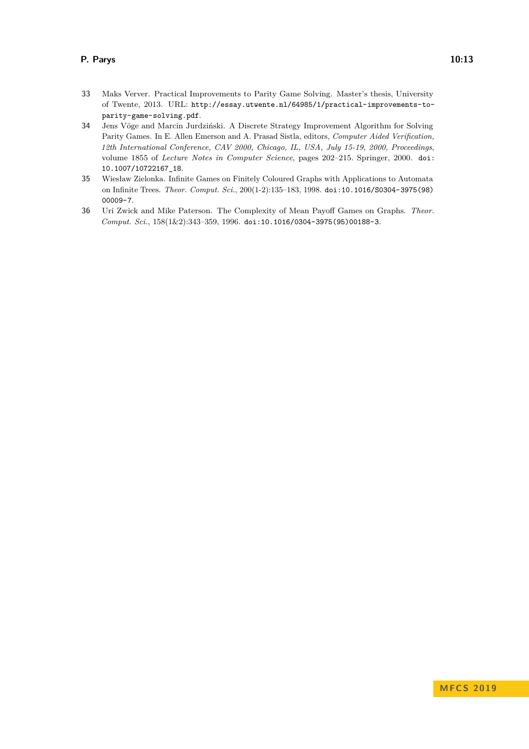33 Maks Verver. Practical Improvements to Parity Game Solving. Master's thesis, University of Twente, 2013. URL: http://essay.utwente.nl/64985/1/practical-improvements-to-parity-game-solving.pdf.

34 Jens Vöge and Marcin Jurdziński. A Discrete Strategy Improvement Algorithm for Solving Parity Games. In E. Allen Emerson and A. Prasad Sistla, editors, *Computer Aided Verification, 12th International Conference, CAV 2000, Chicago, IL, USA, July 15-19, 2000, Proceedings*, volume 1855 of *Lecture Notes in Computer Science*, pages 202–215. Springer, 2000. doi:10.1007/10722167_18.

35 Wiesław Zielonka. Infinite Games on Finitely Coloured Graphs with Applications to Automata on Infinite Trees. *Theor. Comput. Sci.*, 200(1-2):135–183, 1998. doi:10.1016/S0304-3975(98)00009-7.

36 Uri Zwick and Mike Paterson. The Complexity of Mean Payoff Games on Graphs. *Theor. Comput. Sci.*, 158(1&2):343–359, 1996. doi:10.1016/0304-3975(95)00188-3.